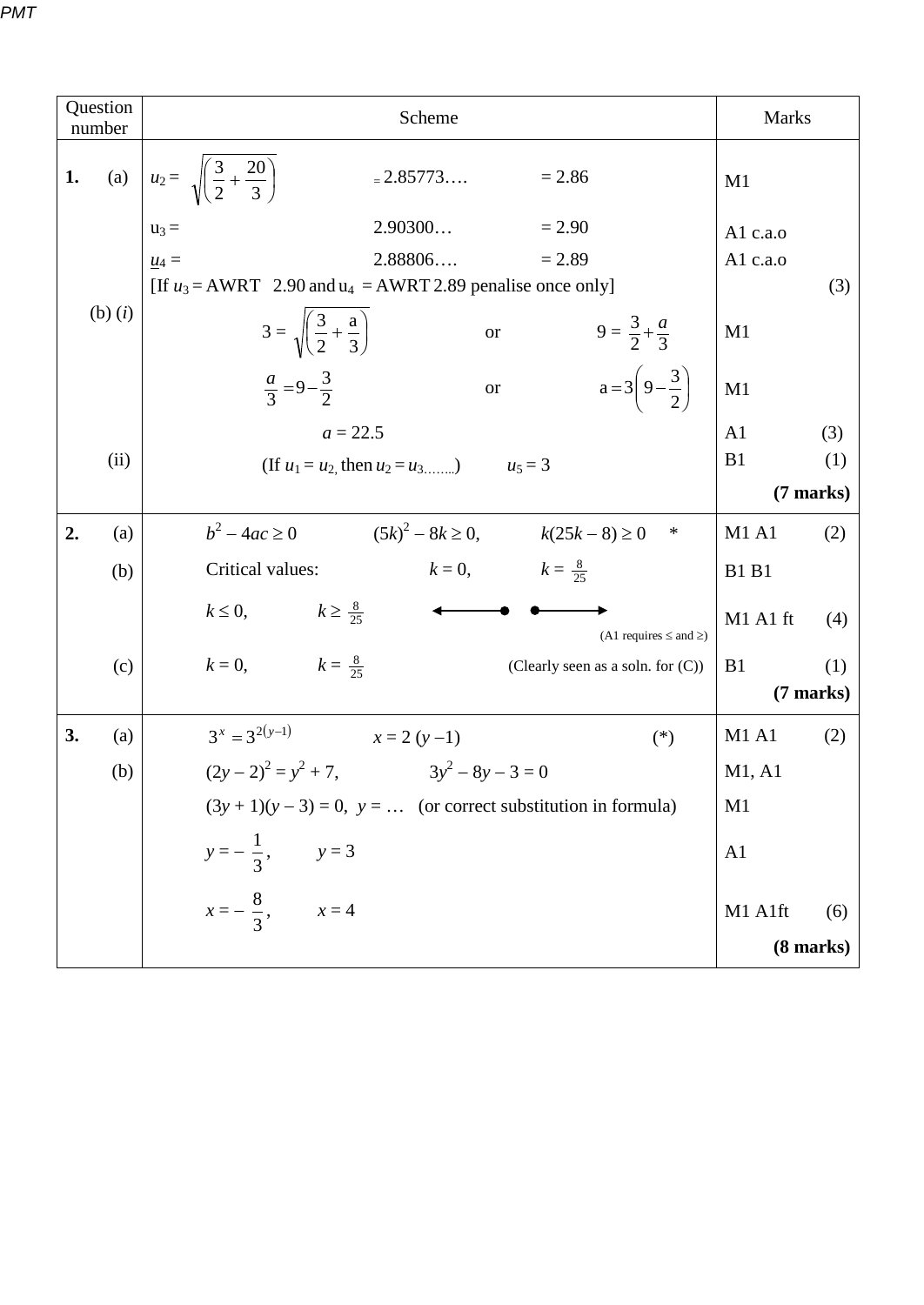| Question number | Scheme | Marks |
|---|---|---|
| **1.** (a) | $u_2 = \sqrt{\left(\frac{3}{2} + \frac{20}{3}\right)}$ $= 2.85773….$ $= 2.86$ | M1 |
| | $u_3 =$ 2.90300… $= 2.90$ | A1 c.a.o |
| | $u_4 =$ 2.88806…. $= 2.89$ | A1 c.a.o |
| | [If $u_3$ = AWRT 2.90 and $u_4$ = AWRT 2.89 penalise once only] | (3) |
| (b) (*i*) | $3 = \sqrt{\left(\frac{3}{2} + \frac{a}{3}\right)}$ or $9 = \frac{3}{2} + \frac{a}{3}$ | M1 |
| | $\frac{a}{3} = 9 - \frac{3}{2}$ or $a = 3\left(9 - \frac{3}{2}\right)$ | M1 |
| | $a = 22.5$ | A1 (3) |
| (ii) | (If $u_1 = u_2$, then $u_2 = u_3$……..) $u_5 = 3$ | B1 (1) |
| | | **(7 marks)** |
| **2.** (a) | $b^2 - 4ac \geq 0$ $(5k)^2 - 8k \geq 0$, $k(25k - 8) \geq 0$ * | M1 A1 (2) |
| (b) | Critical values: $k = 0$, $k = \frac{8}{25}$ | B1 B1 |
| | $k \leq 0$, $k \geq \frac{8}{25}$ (A1 requires ≤ and ≥) | M1 A1 ft (4) |
| (c) | $k = 0$, $k = \frac{8}{25}$ (Clearly seen as a soln. for (C)) | B1 (1) |
| | | **(7 marks)** |
| **3.** (a) | $3^x = 3^{2(y-1)}$ $x = 2(y - 1)$ (*) | M1 A1 (2) |
| (b) | $(2y - 2)^2 = y^2 + 7$, $3y^2 - 8y - 3 = 0$ | M1, A1 |
| | $(3y + 1)(y - 3) = 0$, $y = …$ (or correct substitution in formula) | M1 |
| | $y = -\frac{1}{3}$, $y = 3$ | A1 |
| | $x = -\frac{8}{3}$, $x = 4$ | M1 A1ft (6) |
| | | **(8 marks)** |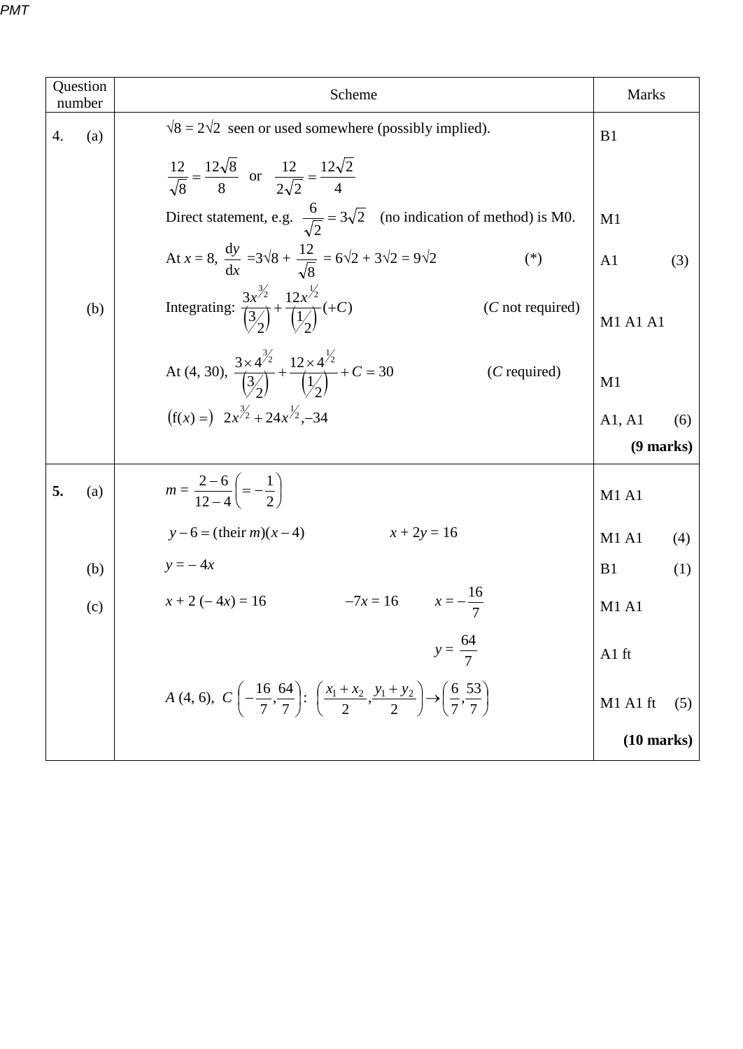| Question number | Scheme | Marks |
|---|---|---|
| 4. (a) | $\sqrt{8} = 2\sqrt{2}$ seen or used somewhere (possibly implied). | B1 |
| | $\frac{12}{\sqrt{8}} = \frac{12\sqrt{8}}{8}$ or $\frac{12}{2\sqrt{2}} = \frac{12\sqrt{2}}{4}$ | |
| | Direct statement, e.g. $\frac{6}{\sqrt{2}} = 3\sqrt{2}$ (no indication of method) is M0. | M1 |
| | At $x = 8$, $\frac{dy}{dx} = 3\sqrt{8} + \frac{12}{\sqrt{8}} = 6\sqrt{2} + 3\sqrt{2} = 9\sqrt{2}$ (*) | A1 (3) |
| (b) | Integrating: $\frac{3x^{3/2}}{\left(3/2\right)} + \frac{12x^{1/2}}{\left(1/2\right)}(+C)$ (*C* not required) | M1 A1 A1 |
| | At (4, 30), $\frac{3 \times 4^{3/2}}{\left(3/2\right)} + \frac{12 \times 4^{1/2}}{\left(1/2\right)} + C = 30$ (*C* required) | M1 |
| | $\left(\text{f}(x) =\right)\ 2x^{3/2} + 24x^{1/2}, -34$ | A1, A1 (6) |
| | | **(9 marks)** |
| **5.** (a) | $m = \frac{2-6}{12-4}\left(= -\frac{1}{2}\right)$ | M1 A1 |
| | $y - 6 = (\text{their } m)(x - 4)$ &nbsp;&nbsp;&nbsp;&nbsp; $x + 2y = 16$ | M1 A1 (4) |
| (b) | $y = -4x$ | B1 (1) |
| (c) | $x + 2(-4x) = 16$ &nbsp;&nbsp;&nbsp;&nbsp; $-7x = 16$ &nbsp;&nbsp;&nbsp;&nbsp; $x = -\frac{16}{7}$ | M1 A1 |
| | $y = \frac{64}{7}$ | A1 ft |
| | $A\ (4, 6)$, $C\left(-\frac{16}{7}, \frac{64}{7}\right)$: $\left(\frac{x_1 + x_2}{2}, \frac{y_1 + y_2}{2}\right) \rightarrow \left(\frac{6}{7}, \frac{53}{7}\right)$ | M1 A1 ft (5) |
| | | **(10 marks)** |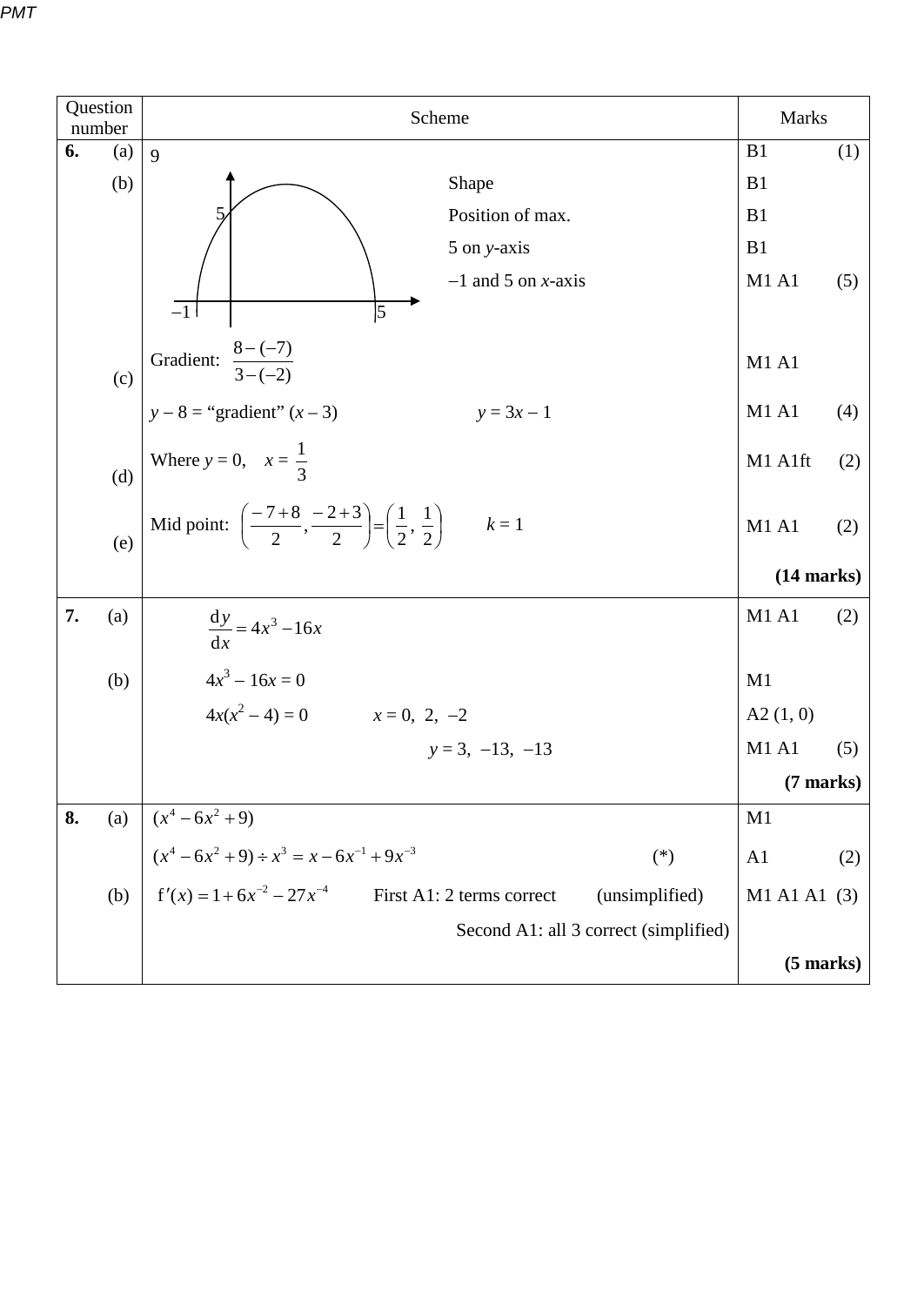| Question number | Scheme | Marks |
|---|---|---|
| **6.** (a) | 9 | B1 (1) |
| (b) | Shape | B1 |
| | Position of max. | B1 |
| | 5 on $y$-axis | B1 |
| | –1 and 5 on $x$-axis | M1 A1 (5) |
| | 5<br>–1<br>5 | |
| (c) | Gradient: $\frac{8-(-7)}{3-(-2)}$ | M1 A1 |
| | $y - 8 =$ "gradient" $(x - 3)$ $\quad y = 3x - 1$ | M1 A1 (4) |
| (d) | Where $y = 0$, $\quad x = \frac{1}{3}$ | M1 A1ft (2) |
| (e) | Mid point: $\left(\frac{-7+8}{2}, \frac{-2+3}{2}\right) = \left(\frac{1}{2}, \frac{1}{2}\right) \quad k = 1$ | M1 A1 (2) |
| | | **(14 marks)** |
| **7.** (a) | $\frac{dy}{dx} = 4x^3 - 16x$ | M1 A1 (2) |
| (b) | $4x^3 - 16x = 0$ | M1 |
| | $4x(x^2 - 4) = 0 \quad x = 0, 2, -2$ | A2 (1, 0) |
| | $y = 3, -13, -13$ | M1 A1 (5) |
| | | **(7 marks)** |
| **8.** (a) | $(x^4 - 6x^2 + 9)$ | M1 |
| | $(x^4 - 6x^2 + 9) \div x^3 = x - 6x^{-1} + 9x^{-3}$ (*) | A1 (2) |
| (b) | $f'(x) = 1 + 6x^{-2} - 27x^{-4}$ First A1: 2 terms correct (unsimplified) | M1 A1 A1 (3) |
| | Second A1: all 3 correct (simplified) | |
| | | **(5 marks)** |